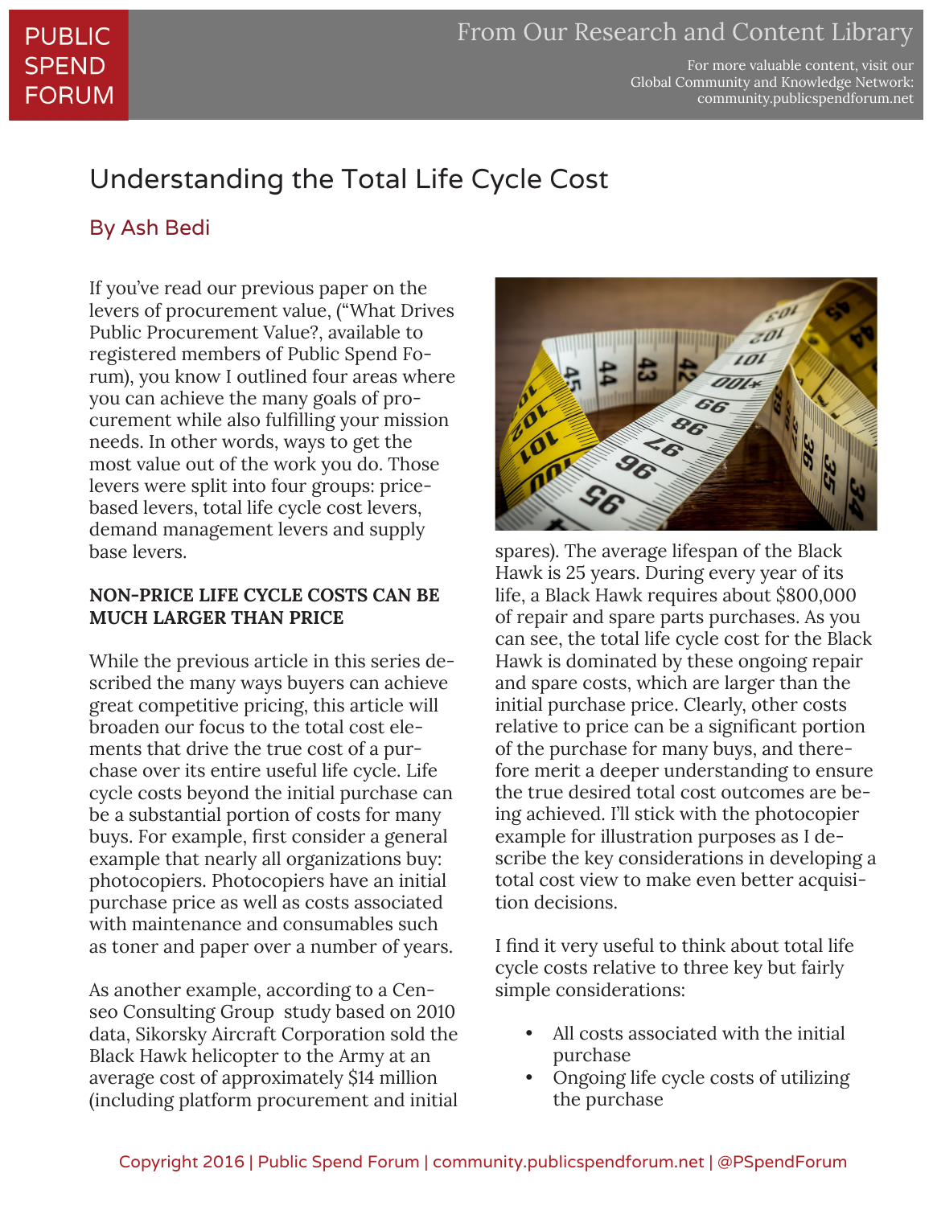# Understanding the Total Life Cycle Cost

By Ash Bedi

If you've read our previous paper on the levers of procurement value, ("What Drives Public Procurement Value?, available to registered members of Public Spend Forum), you know I outlined four areas where you can achieve the many goals of procurement while also fulfilling your mission needs. In other words, ways to get the most value out of the work you do. Those levers were split into four groups: price-based levers, total life cycle cost levers, demand management levers and supply base levers.

## NON-PRICE LIFE CYCLE COSTS CAN BE MUCH LARGER THAN PRICE

While the previous article in this series described the many ways buyers can achieve great competitive pricing, this article will broaden our focus to the total cost elements that drive the true cost of a purchase over its entire useful life cycle. Life cycle costs beyond the initial purchase can be a substantial portion of costs for many buys. For example, first consider a general example that nearly all organizations buy: photocopiers. Photocopiers have an initial purchase price as well as costs associated with maintenance and consumables such as toner and paper over a number of years.

As another example, according to a Censeo Consulting Group study based on 2010 data, Sikorsky Aircraft Corporation sold the Black Hawk helicopter to the Army at an average cost of approximately $14 million (including platform procurement and initial spares). The average lifespan of the Black Hawk is 25 years. During every year of its life, a Black Hawk requires about $800,000 of repair and spare parts purchases. As you can see, the total life cycle cost for the Black Hawk is dominated by these ongoing repair and spare costs, which are larger than the initial purchase price. Clearly, other costs relative to price can be a significant portion of the purchase for many buys, and therefore merit a deeper understanding to ensure the true desired total cost outcomes are being achieved. I'll stick with the photocopier example for illustration purposes as I describe the key considerations in developing a total cost view to make even better acquisition decisions.

I find it very useful to think about total life cycle costs relative to three key but fairly simple considerations:

- All costs associated with the initial purchase
- Ongoing life cycle costs of utilizing the purchase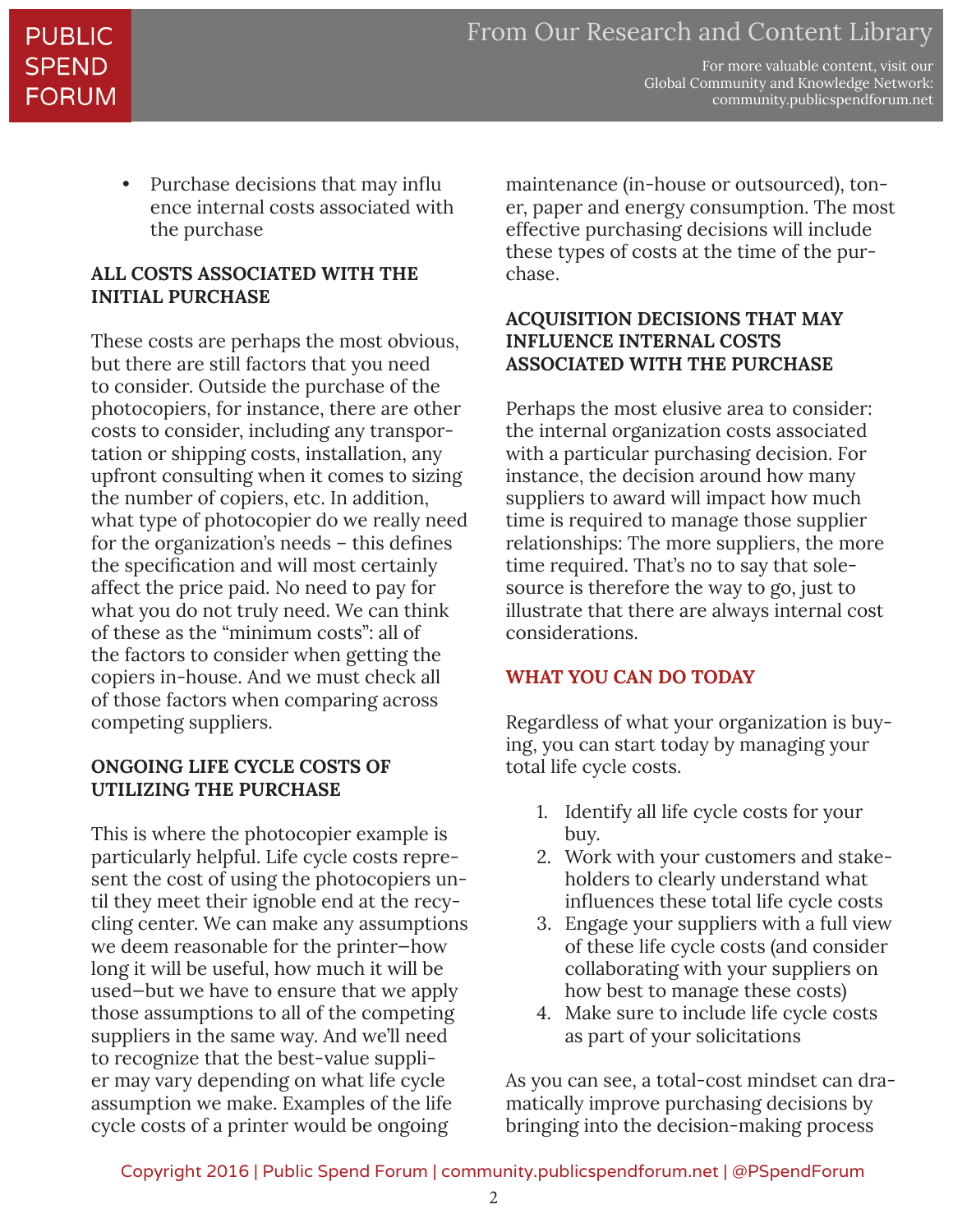- Purchase decisions that may influence internal costs associated with the purchase

**ALL COSTS ASSOCIATED WITH THE INITIAL PURCHASE**

These costs are perhaps the most obvious, but there are still factors that you need to consider. Outside the purchase of the photocopiers, for instance, there are other costs to consider, including any transportation or shipping costs, installation, any upfront consulting when it comes to sizing the number of copiers, etc. In addition, what type of photocopier do we really need for the organization's needs – this defines the specification and will most certainly affect the price paid. No need to pay for what you do not truly need. We can think of these as the "minimum costs": all of the factors to consider when getting the copiers in-house. And we must check all of those factors when comparing across competing suppliers.

**ONGOING LIFE CYCLE COSTS OF UTILIZING THE PURCHASE**

This is where the photocopier example is particularly helpful. Life cycle costs represent the cost of using the photocopiers until they meet their ignoble end at the recycling center. We can make any assumptions we deem reasonable for the printer—how long it will be useful, how much it will be used—but we have to ensure that we apply those assumptions to all of the competing suppliers in the same way. And we'll need to recognize that the best-value supplier may vary depending on what life cycle assumption we make. Examples of the life cycle costs of a printer would be ongoing maintenance (in-house or outsourced), toner, paper and energy consumption. The most effective purchasing decisions will include these types of costs at the time of the purchase.

**ACQUISITION DECISIONS THAT MAY INFLUENCE INTERNAL COSTS ASSOCIATED WITH THE PURCHASE**

Perhaps the most elusive area to consider: the internal organization costs associated with a particular purchasing decision. For instance, the decision around how many suppliers to award will impact how much time is required to manage those supplier relationships: The more suppliers, the more time required. That's no to say that sole-source is therefore the way to go, just to illustrate that there are always internal cost considerations.

**WHAT YOU CAN DO TODAY**

Regardless of what your organization is buying, you can start today by managing your total life cycle costs.

1. Identify all life cycle costs for your buy.
2. Work with your customers and stakeholders to clearly understand what influences these total life cycle costs
3. Engage your suppliers with a full view of these life cycle costs (and consider collaborating with your suppliers on how best to manage these costs)
4. Make sure to include life cycle costs as part of your solicitations

As you can see, a total-cost mindset can dramatically improve purchasing decisions by bringing into the decision-making process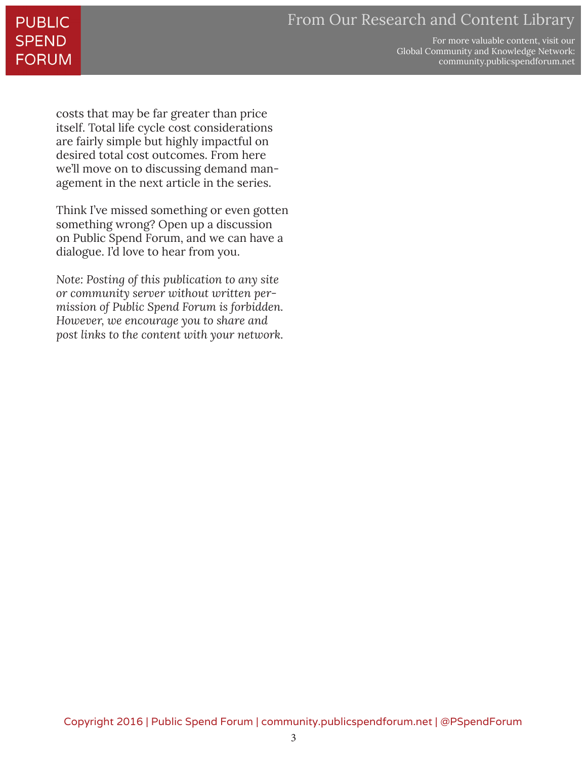costs that may be far greater than price itself. Total life cycle cost considerations are fairly simple but highly impactful on desired total cost outcomes. From here we'll move on to discussing demand management in the next article in the series.

Think I've missed something or even gotten something wrong? Open up a discussion on Public Spend Forum, and we can have a dialogue. I'd love to hear from you.

*Note: Posting of this publication to any site or community server without written permission of Public Spend Forum is forbidden. However, we encourage you to share and post links to the content with your network.*